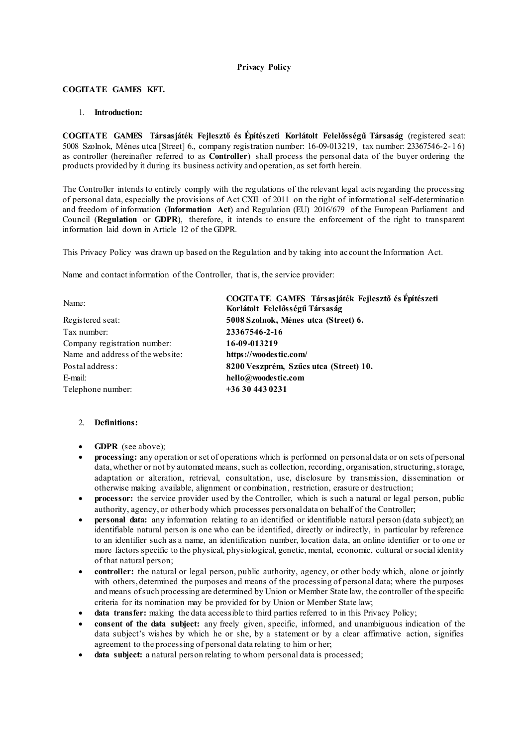**Privacy Policy**

**COGITATE GAMES KFT.**

1. **Introduction:**

**COGITATE GAMES Társasjáték Fejlesztő és Építészeti Korlátolt Felelősségű Társaság** (registered seat: 5008 Szolnok, Ménes utca [Street] 6., company registration number: 16-09-013219, tax number: 23367546-2-16) as controller (hereinafter referred to as **Controller**) shall process the personal data of the buyer ordering the products provided by it during its business activity and operation, as set forth herein.

The Controller intends to entirely comply with the regulations of the relevant legal acts regarding the processing of personal data, especially the provisions of Act CXII of 2011 on the right of informational self-determination and freedom of information (**Information Act**) and Regulation (EU) 2016/679 of the European Parliament and Council (**Regulation** or **GDPR**), therefore, it intends to ensure the enforcement of the right to transparent information laid down in Article 12 of the GDPR.

This Privacy Policy was drawn up based on the Regulation and by taking into account the Information Act.

Name and contact information of the Controller, that is, the service provider:

| | |
|---|---|
| Name: | **COGITATE GAMES Társasjáték Fejlesztő és Építészeti Korlátolt Felelősségű Társaság** |
| Registered seat: | **5008 Szolnok, Ménes utca (Street) 6.** |
| Tax number: | **23367546-2-16** |
| Company registration number: | **16-09-013219** |
| Name and address of the website: | **https://woodestic.com/** |
| Postal address: | **8200 Veszprém, Szűcs utca (Street) 10.** |
| E-mail: | **hello@woodestic.com** |
| Telephone number: | **+36 30 443 0231** |

2. **Definitions:**

- **GDPR** (see above);
- **processing:** any operation or set of operations which is performed on personal data or on sets of personal data, whether or not by automated means, such as collection, recording, organisation, structuring, storage, adaptation or alteration, retrieval, consultation, use, disclosure by transmission, dissemination or otherwise making available, alignment or combination, restriction, erasure or destruction;
- **processor:** the service provider used by the Controller, which is such a natural or legal person, public authority, agency, or other body which processes personal data on behalf of the Controller;
- **personal data:** any information relating to an identified or identifiable natural person (data subject); an identifiable natural person is one who can be identified, directly or indirectly, in particular by reference to an identifier such as a name, an identification number, location data, an online identifier or to one or more factors specific to the physical, physiological, genetic, mental, economic, cultural or social identity of that natural person;
- **controller:** the natural or legal person, public authority, agency, or other body which, alone or jointly with others, determined the purposes and means of the processing of personal data; where the purposes and means of such processing are determined by Union or Member State law, the controller of the specific criteria for its nomination may be provided for by Union or Member State law;
- **data transfer:** making the data accessible to third parties referred to in this Privacy Policy;
- **consent of the data subject:** any freely given, specific, informed, and unambiguous indication of the data subject's wishes by which he or she, by a statement or by a clear affirmative action, signifies agreement to the processing of personal data relating to him or her;
- **data subject:** a natural person relating to whom personal data is processed;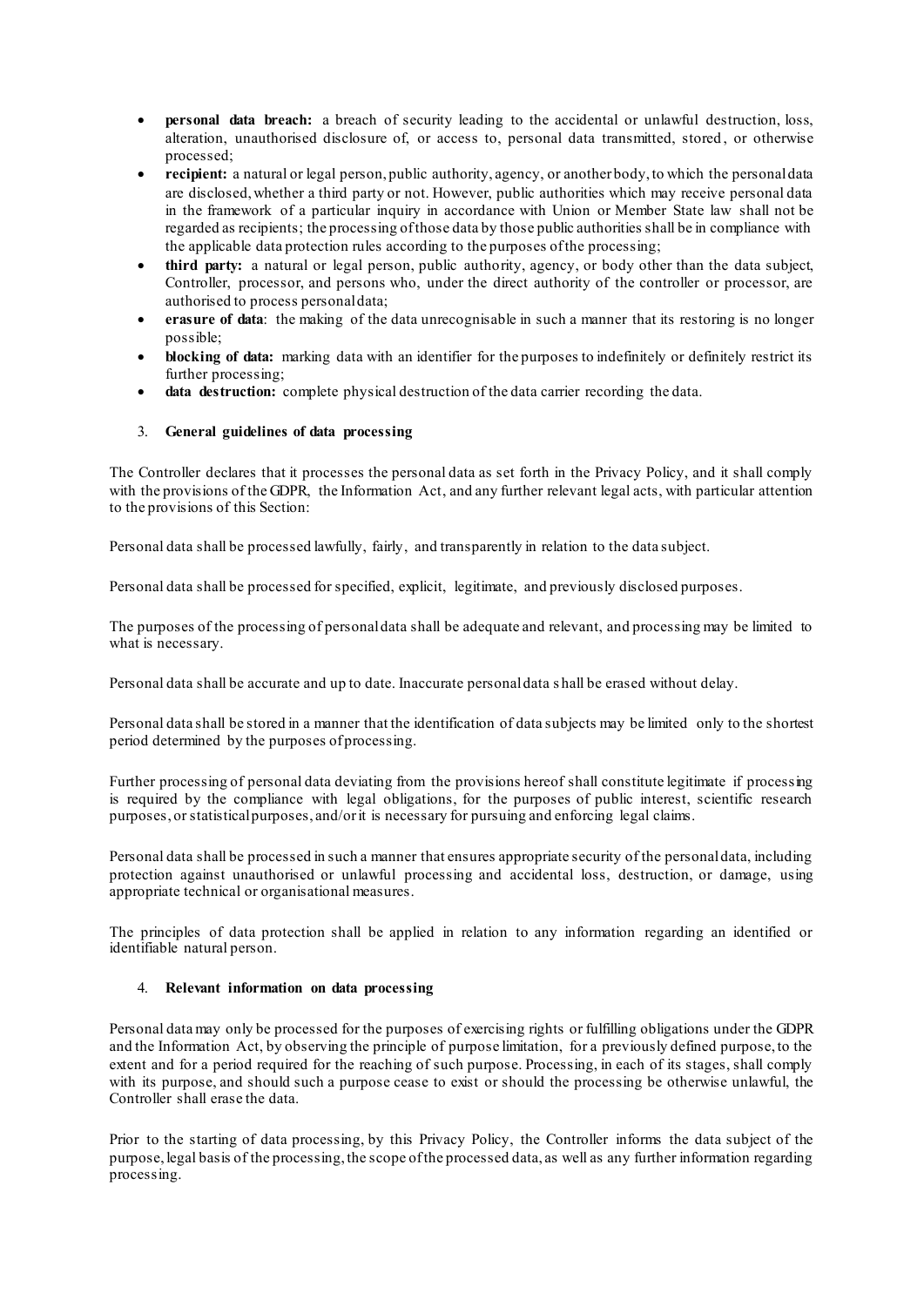- **personal data breach:** a breach of security leading to the accidental or unlawful destruction, loss, alteration, unauthorised disclosure of, or access to, personal data transmitted, stored, or otherwise processed;
- **recipient:** a natural or legal person, public authority, agency, or another body, to which the personal data are disclosed, whether a third party or not. However, public authorities which may receive personal data in the framework of a particular inquiry in accordance with Union or Member State law shall not be regarded as recipients; the processing of those data by those public authorities shall be in compliance with the applicable data protection rules according to the purposes of the processing;
- **third party:** a natural or legal person, public authority, agency, or body other than the data subject, Controller, processor, and persons who, under the direct authority of the controller or processor, are authorised to process personal data;
- **erasure of data**: the making of the data unrecognisable in such a manner that its restoring is no longer possible;
- **blocking of data:** marking data with an identifier for the purposes to indefinitely or definitely restrict its further processing;
- **data destruction:** complete physical destruction of the data carrier recording the data.

3. **General guidelines of data processing**

The Controller declares that it processes the personal data as set forth in the Privacy Policy, and it shall comply with the provisions of the GDPR, the Information Act, and any further relevant legal acts, with particular attention to the provisions of this Section:

Personal data shall be processed lawfully, fairly, and transparently in relation to the data subject.

Personal data shall be processed for specified, explicit, legitimate, and previously disclosed purposes.

The purposes of the processing of personal data shall be adequate and relevant, and processing may be limited to what is necessary.

Personal data shall be accurate and up to date. Inaccurate personal data shall be erased without delay.

Personal data shall be stored in a manner that the identification of data subjects may be limited only to the shortest period determined by the purposes of processing.

Further processing of personal data deviating from the provisions hereof shall constitute legitimate if processing is required by the compliance with legal obligations, for the purposes of public interest, scientific research purposes, or statistical purposes, and/or it is necessary for pursuing and enforcing legal claims.

Personal data shall be processed in such a manner that ensures appropriate security of the personal data, including protection against unauthorised or unlawful processing and accidental loss, destruction, or damage, using appropriate technical or organisational measures.

The principles of data protection shall be applied in relation to any information regarding an identified or identifiable natural person.

4. **Relevant information on data processing**

Personal data may only be processed for the purposes of exercising rights or fulfilling obligations under the GDPR and the Information Act, by observing the principle of purpose limitation, for a previously defined purpose, to the extent and for a period required for the reaching of such purpose. Processing, in each of its stages, shall comply with its purpose, and should such a purpose cease to exist or should the processing be otherwise unlawful, the Controller shall erase the data.

Prior to the starting of data processing, by this Privacy Policy, the Controller informs the data subject of the purpose, legal basis of the processing, the scope of the processed data, as well as any further information regarding processing.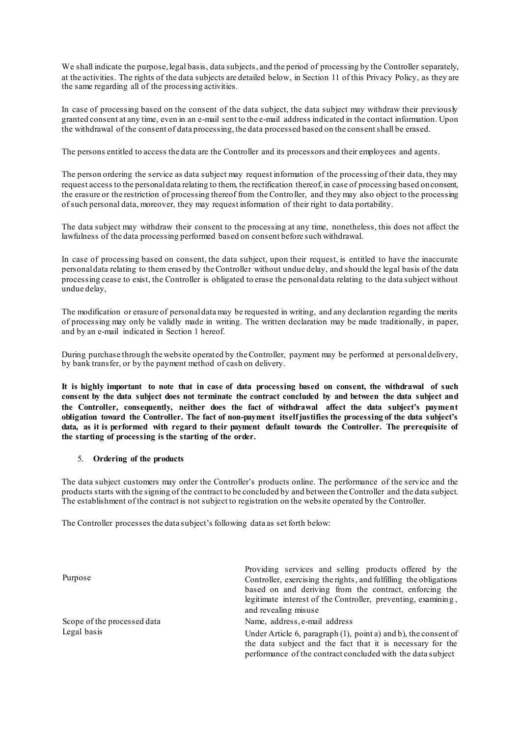We shall indicate the purpose, legal basis, data subjects, and the period of processing by the Controller separately, at the activities. The rights of the data subjects are detailed below, in Section 11 of this Privacy Policy, as they are the same regarding all of the processing activities.

In case of processing based on the consent of the data subject, the data subject may withdraw their previously granted consent at any time, even in an e-mail sent to the e-mail address indicated in the contact information. Upon the withdrawal of the consent of data processing, the data processed based on the consent shall be erased.

The persons entitled to access the data are the Controller and its processors and their employees and agents.

The person ordering the service as data subject may request information of the processing of their data, they may request access to the personal data relating to them, the rectification thereof, in case of processing based on consent, the erasure or the restriction of processing thereof from the Controller, and they may also object to the processing of such personal data, moreover, they may request information of their right to data portability.

The data subject may withdraw their consent to the processing at any time, nonetheless, this does not affect the lawfulness of the data processing performed based on consent before such withdrawal.

In case of processing based on consent, the data subject, upon their request, is entitled to have the inaccurate personal data relating to them erased by the Controller without undue delay, and should the legal basis of the data processing cease to exist, the Controller is obligated to erase the personal data relating to the data subject without undue delay,

The modification or erasure of personal data may be requested in writing, and any declaration regarding the merits of processing may only be validly made in writing. The written declaration may be made traditionally, in paper, and by an e-mail indicated in Section 1 hereof.

During purchase through the website operated by the Controller, payment may be performed at personal delivery, by bank transfer, or by the payment method of cash on delivery.

**It is highly important to note that in case of data processing based on consent, the withdrawal of such consent by the data subject does not terminate the contract concluded by and between the data subject and the Controller, consequently, neither does the fact of withdrawal affect the data subject's payment obligation toward the Controller. The fact of non-payment itself justifies the processing of the data subject's data, as it is performed with regard to their payment default towards the Controller. The prerequisite of the starting of processing is the starting of the order.**

5. **Ordering of the products**

The data subject customers may order the Controller's products online. The performance of the service and the products starts with the signing of the contract to be concluded by and between the Controller and the data subject. The establishment of the contract is not subject to registration on the website operated by the Controller.

The Controller processes the data subject's following data as set forth below:

| | |
|---|---|
| Purpose | Providing services and selling products offered by the Controller, exercising the rights, and fulfilling the obligations based on and deriving from the contract, enforcing the legitimate interest of the Controller, preventing, examining, and revealing misuse |
| Scope of the processed data | Name, address, e-mail address |
| Legal basis | Under Article 6, paragraph (1), point a) and b), the consent of the data subject and the fact that it is necessary for the performance of the contract concluded with the data subject |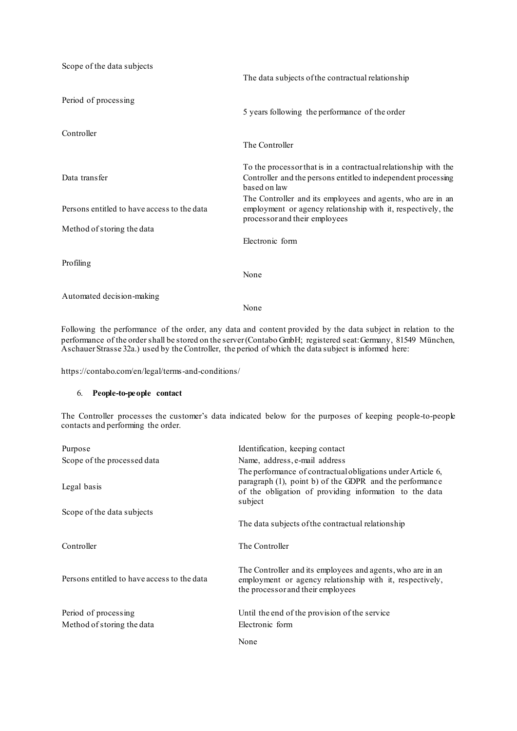| | |
|---|---|
| Scope of the data subjects | The data subjects of the contractual relationship |
| Period of processing | 5 years following the performance of the order |
| Controller | The Controller |
| Data transfer | To the processor that is in a contractual relationship with the Controller and the persons entitled to independent processing based on law |
| Persons entitled to have access to the data | The Controller and its employees and agents, who are in an employment or agency relationship with it, respectively, the processor and their employees |
| Method of storing the data | Electronic form |
| Profiling | None |
| Automated decision-making | None |

Following the performance of the order, any data and content provided by the data subject in relation to the performance of the order shall be stored on the server (Contabo GmbH; registered seat: Germany, 81549 München, Aschauer Strasse 32a.) used by the Controller, the period of which the data subject is informed here:

https://contabo.com/en/legal/terms-and-conditions/

## 6. People-to-people contact

The Controller processes the customer's data indicated below for the purposes of keeping people-to-people contacts and performing the order.

| | |
|---|---|
| Purpose | Identification, keeping contact |
| Scope of the processed data | Name, address, e-mail address |
| Legal basis | The performance of contractual obligations under Article 6, paragraph (1), point b) of the GDPR and the performance of the obligation of providing information to the data subject |
| Scope of the data subjects | The data subjects of the contractual relationship |
| Controller | The Controller |
| Persons entitled to have access to the data | The Controller and its employees and agents, who are in an employment or agency relationship with it, respectively, the processor and their employees |
| Period of processing | Until the end of the provision of the service |
| Method of storing the data | Electronic form |
| | None |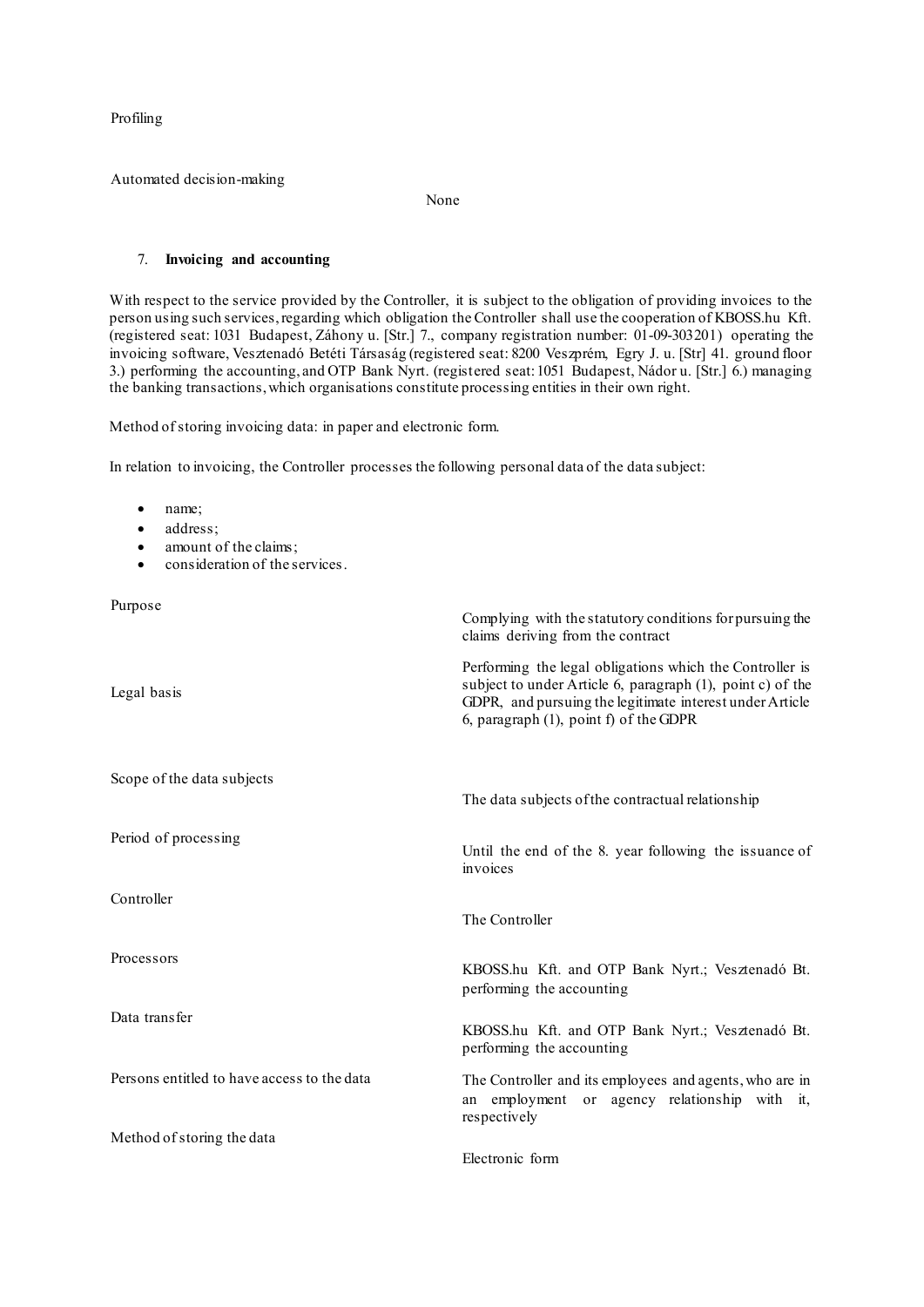Profiling

Automated decision-making

None

## 7. **Invoicing and accounting**

With respect to the service provided by the Controller, it is subject to the obligation of providing invoices to the person using such services, regarding which obligation the Controller shall use the cooperation of KBOSS.hu Kft. (registered seat: 1031 Budapest, Záhony u. [Str.] 7., company registration number: 01-09-303201) operating the invoicing software, Vesztenadó Betéti Társaság (registered seat: 8200 Veszprém, Egry J. u. [Str] 41. ground floor 3.) performing the accounting, and OTP Bank Nyrt. (registered seat: 1051 Budapest, Nádor u. [Str.] 6.) managing the banking transactions, which organisations constitute processing entities in their own right.

Method of storing invoicing data: in paper and electronic form.

In relation to invoicing, the Controller processes the following personal data of the data subject:

- name;
- address;
- amount of the claims;
- consideration of the services.

| | |
|---|---|
| Purpose | Complying with the statutory conditions for pursuing the claims deriving from the contract |
| Legal basis | Performing the legal obligations which the Controller is subject to under Article 6, paragraph (1), point c) of the GDPR, and pursuing the legitimate interest under Article 6, paragraph (1), point f) of the GDPR |
| Scope of the data subjects | The data subjects of the contractual relationship |
| Period of processing | Until the end of the 8. year following the issuance of invoices |
| Controller | The Controller |
| Processors | KBOSS.hu Kft. and OTP Bank Nyrt.; Vesztenadó Bt. performing the accounting |
| Data transfer | KBOSS.hu Kft. and OTP Bank Nyrt.; Vesztenadó Bt. performing the accounting |
| Persons entitled to have access to the data | The Controller and its employees and agents, who are in an employment or agency relationship with it, respectively |
| Method of storing the data | Electronic form |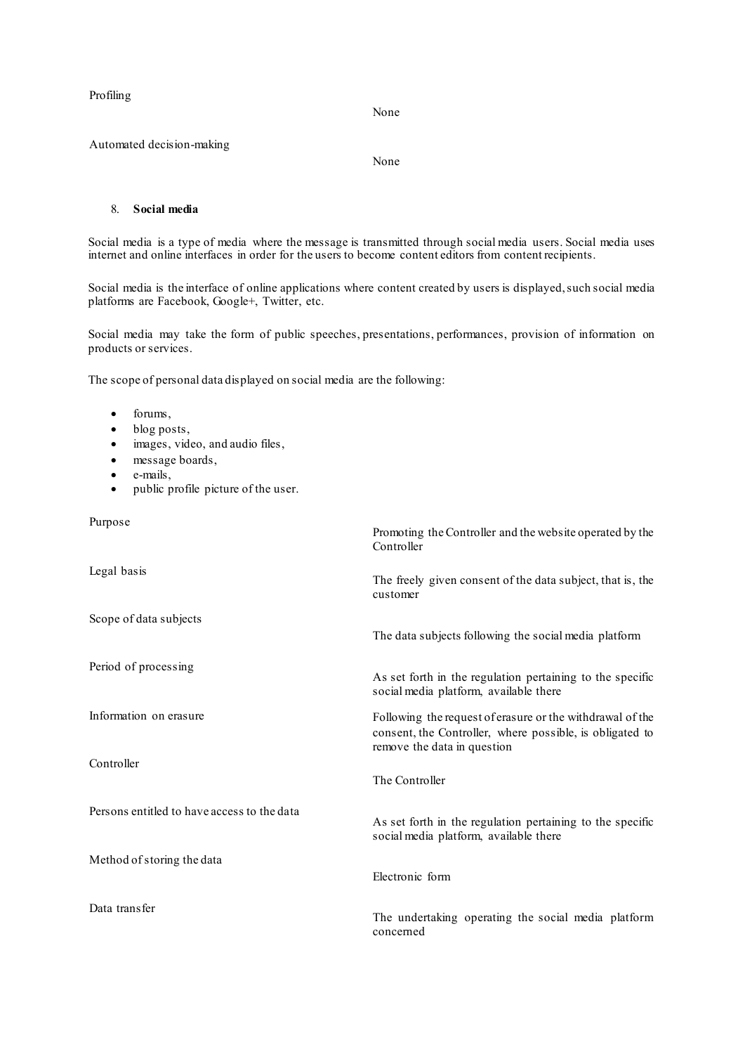| | |
|---|---|
| Profiling | None |
| Automated decision-making | None |

## 8. **Social media**

Social media is a type of media where the message is transmitted through social media users. Social media uses internet and online interfaces in order for the users to become content editors from content recipients.

Social media is the interface of online applications where content created by users is displayed, such social media platforms are Facebook, Google+, Twitter, etc.

Social media may take the form of public speeches, presentations, performances, provision of information on products or services.

The scope of personal data displayed on social media are the following:

- forums,
- blog posts,
- images, video, and audio files,
- message boards,
- e-mails,
- public profile picture of the user.

| | |
|---|---|
| Purpose | Promoting the Controller and the website operated by the Controller |
| Legal basis | The freely given consent of the data subject, that is, the customer |
| Scope of data subjects | The data subjects following the social media platform |
| Period of processing | As set forth in the regulation pertaining to the specific social media platform, available there |
| Information on erasure | Following the request of erasure or the withdrawal of the consent, the Controller, where possible, is obligated to remove the data in question |
| Controller | The Controller |
| Persons entitled to have access to the data | As set forth in the regulation pertaining to the specific social media platform, available there |
| Method of storing the data | Electronic form |
| Data transfer | The undertaking operating the social media platform concerned |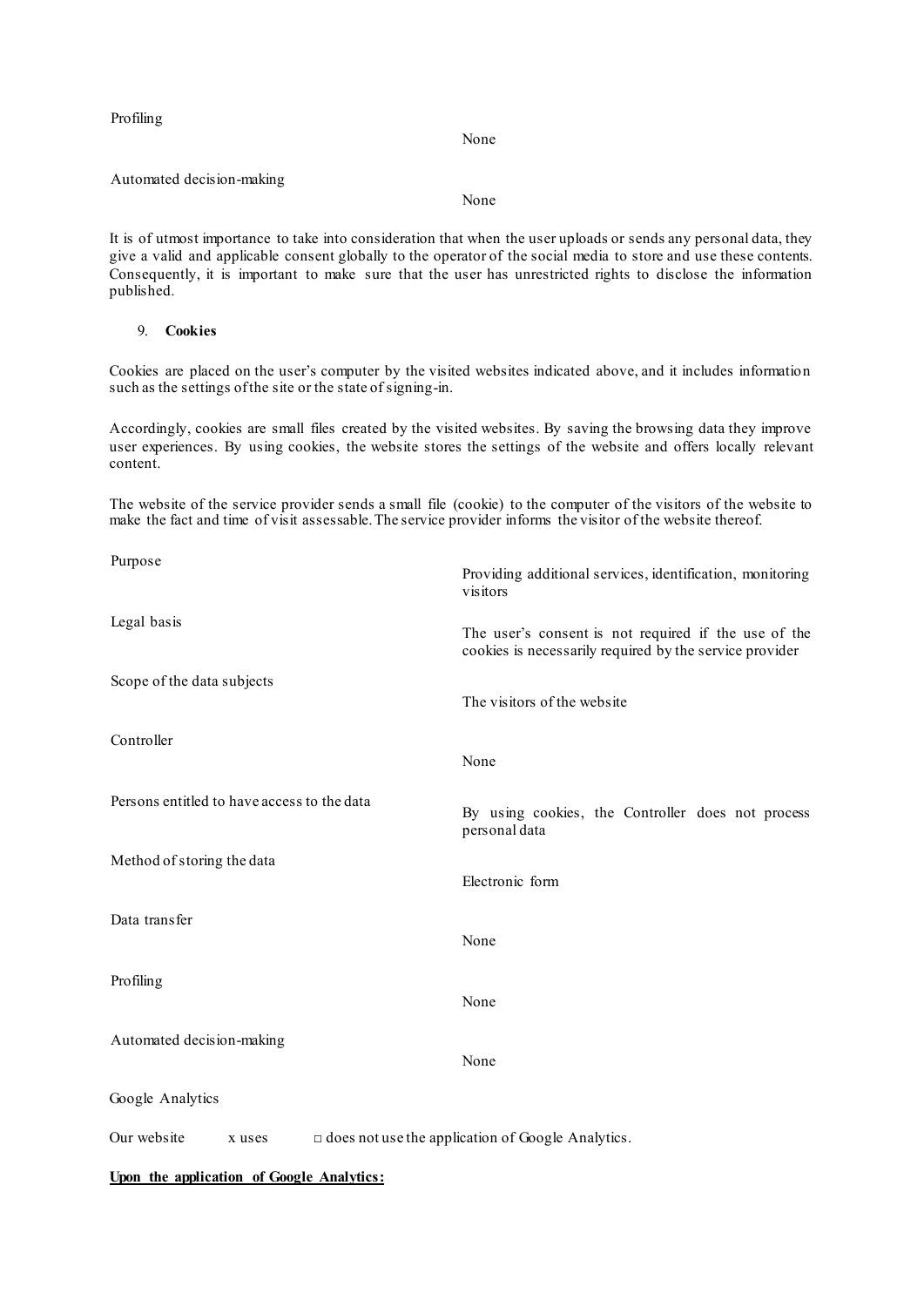| | |
|---|---|
| Profiling | None |
| Automated decision-making | None |

It is of utmost importance to take into consideration that when the user uploads or sends any personal data, they give a valid and applicable consent globally to the operator of the social media to store and use these contents. Consequently, it is important to make sure that the user has unrestricted rights to disclose the information published.

9. **Cookies**

Cookies are placed on the user's computer by the visited websites indicated above, and it includes information such as the settings of the site or the state of signing-in.

Accordingly, cookies are small files created by the visited websites. By saving the browsing data they improve user experiences. By using cookies, the website stores the settings of the website and offers locally relevant content.

The website of the service provider sends a small file (cookie) to the computer of the visitors of the website to make the fact and time of visit assessable. The service provider informs the visitor of the website thereof.

| | |
|---|---|
| Purpose | Providing additional services, identification, monitoring visitors |
| Legal basis | The user's consent is not required if the use of the cookies is necessarily required by the service provider |
| Scope of the data subjects | The visitors of the website |
| Controller | None |
| Persons entitled to have access to the data | By using cookies, the Controller does not process personal data |
| Method of storing the data | Electronic form |
| Data transfer | None |
| Profiling | None |
| Automated decision-making | None |

Google Analytics

Our website x uses □ does not use the application of Google Analytics.

**Upon the application of Google Analytics:**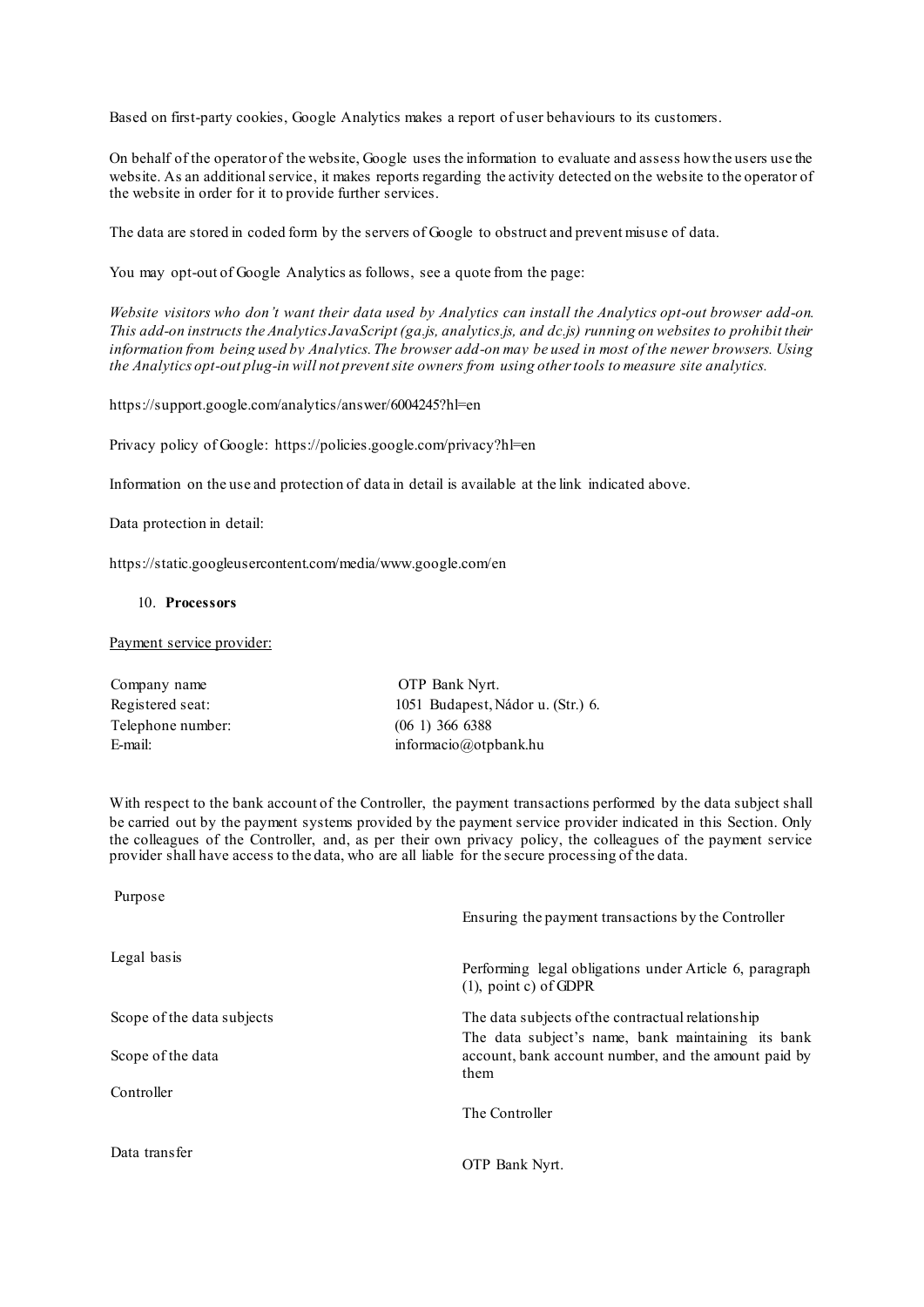Based on first-party cookies, Google Analytics makes a report of user behaviours to its customers.

On behalf of the operator of the website, Google uses the information to evaluate and assess how the users use the website. As an additional service, it makes reports regarding the activity detected on the website to the operator of the website in order for it to provide further services.

The data are stored in coded form by the servers of Google to obstruct and prevent misuse of data.

You may opt-out of Google Analytics as follows, see a quote from the page:

*Website visitors who don't want their data used by Analytics can install the Analytics opt-out browser add-on. This add-on instructs the Analytics JavaScript (ga.js, analytics.js, and dc.js) running on websites to prohibit their information from being used by Analytics. The browser add-on may be used in most of the newer browsers. Using the Analytics opt-out plug-in will not prevent site owners from using other tools to measure site analytics.*

https://support.google.com/analytics/answer/6004245?hl=en

Privacy policy of Google: https://policies.google.com/privacy?hl=en

Information on the use and protection of data in detail is available at the link indicated above.

Data protection in detail:

https://static.googleusercontent.com/media/www.google.com/en

10. **Processors**

Payment service provider:

| | |
|---|---|
| Company name | OTP Bank Nyrt. |
| Registered seat: | 1051 Budapest, Nádor u. (Str.) 6. |
| Telephone number: | (06 1) 366 6388 |
| E-mail: | informacio@otpbank.hu |

With respect to the bank account of the Controller, the payment transactions performed by the data subject shall be carried out by the payment systems provided by the payment service provider indicated in this Section. Only the colleagues of the Controller, and, as per their own privacy policy, the colleagues of the payment service provider shall have access to the data, who are all liable for the secure processing of the data.

| | |
|---|---|
| Purpose | Ensuring the payment transactions by the Controller |
| Legal basis | Performing legal obligations under Article 6, paragraph (1), point c) of GDPR |
| Scope of the data subjects | The data subjects of the contractual relationship |
| Scope of the data | The data subject's name, bank maintaining its bank account, bank account number, and the amount paid by them |
| Controller | The Controller |
| Data transfer | OTP Bank Nyrt. |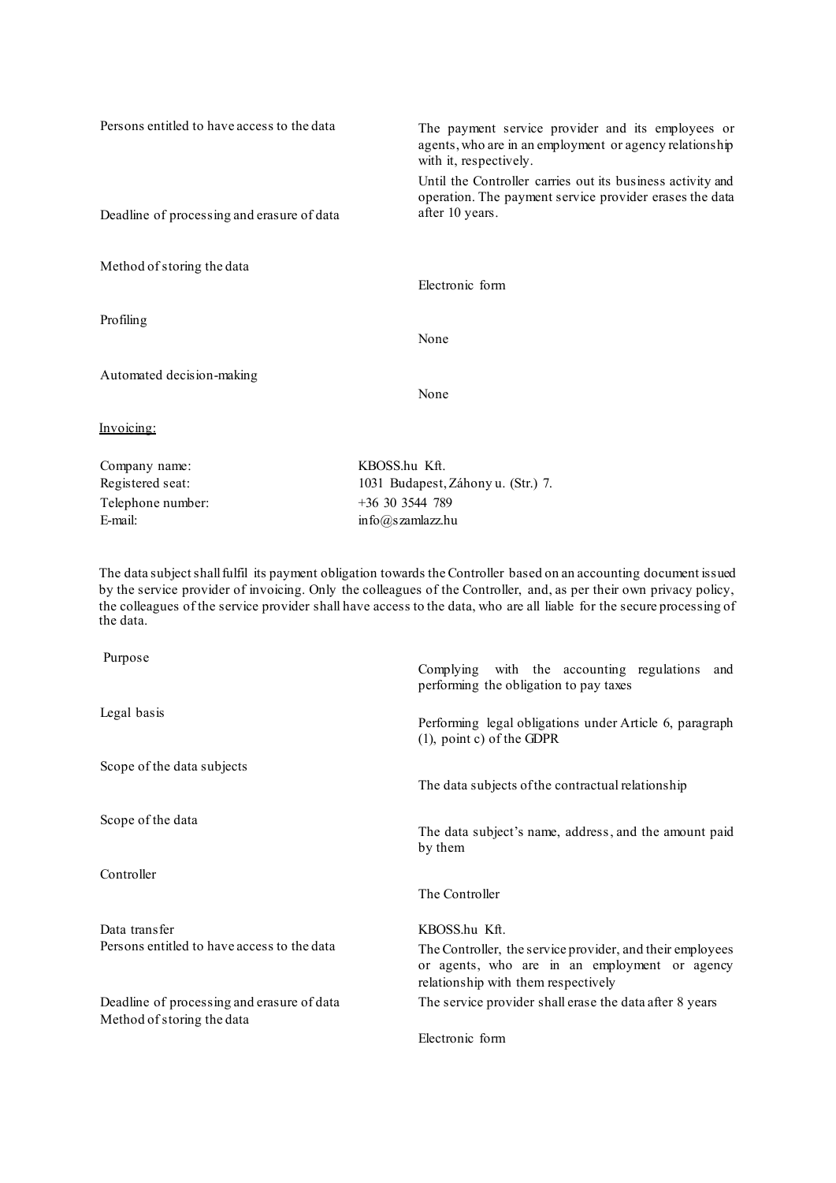| | |
|---|---|
| Persons entitled to have access to the data | The payment service provider and its employees or agents, who are in an employment or agency relationship with it, respectively. |
| Deadline of processing and erasure of data | Until the Controller carries out its business activity and operation. The payment service provider erases the data after 10 years. |
| Method of storing the data | Electronic form |
| Profiling | None |
| Automated decision-making | None |

Invoicing:

| | |
|---|---|
| Company name: | KBOSS.hu Kft. |
| Registered seat: | 1031 Budapest, Záhony u. (Str.) 7. |
| Telephone number: | +36 30 3544 789 |
| E-mail: | info@szamlazz.hu |

The data subject shall fulfil its payment obligation towards the Controller based on an accounting document issued by the service provider of invoicing. Only the colleagues of the Controller, and, as per their own privacy policy, the colleagues of the service provider shall have access to the data, who are all liable for the secure processing of the data.

| | |
|---|---|
| Purpose | Complying with the accounting regulations and performing the obligation to pay taxes |
| Legal basis | Performing legal obligations under Article 6, paragraph (1), point c) of the GDPR |
| Scope of the data subjects | The data subjects of the contractual relationship |
| Scope of the data | The data subject's name, address, and the amount paid by them |
| Controller | The Controller |
| Data transfer | KBOSS.hu Kft. |
| Persons entitled to have access to the data | The Controller, the service provider, and their employees or agents, who are in an employment or agency relationship with them respectively |
| Deadline of processing and erasure of data | The service provider shall erase the data after 8 years |
| Method of storing the data | Electronic form |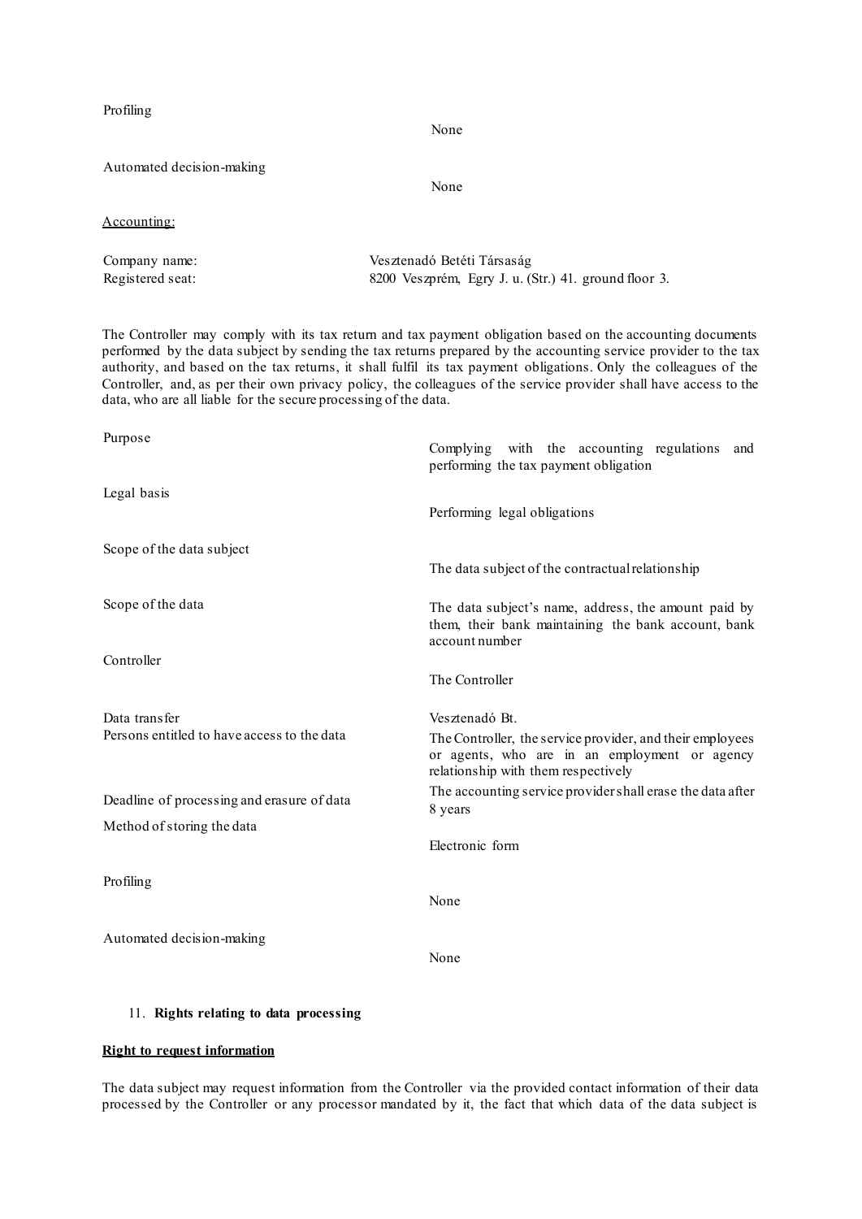| | |
|---|---|
| Profiling | None |
| Automated decision-making | None |

<u>Accounting:</u>

| | |
|---|---|
| Company name: | Vesztenadó Betéti Társaság |
| Registered seat: | 8200 Veszprém, Egry J. u. (Str.) 41. ground floor 3. |

The Controller may comply with its tax return and tax payment obligation based on the accounting documents performed by the data subject by sending the tax returns prepared by the accounting service provider to the tax authority, and based on the tax returns, it shall fulfil its tax payment obligations. Only the colleagues of the Controller, and, as per their own privacy policy, the colleagues of the service provider shall have access to the data, who are all liable for the secure processing of the data.

| | |
|---|---|
| Purpose | Complying with the accounting regulations and performing the tax payment obligation |
| Legal basis | Performing legal obligations |
| Scope of the data subject | The data subject of the contractual relationship |
| Scope of the data | The data subject's name, address, the amount paid by them, their bank maintaining the bank account, bank account number |
| Controller | The Controller |
| Data transfer | Vesztenadó Bt. |
| Persons entitled to have access to the data | The Controller, the service provider, and their employees or agents, who are in an employment or agency relationship with them respectively |
| Deadline of processing and erasure of data | The accounting service provider shall erase the data after 8 years |
| Method of storing the data | Electronic form |
| Profiling | None |
| Automated decision-making | None |

11. **Rights relating to data processing**

**<u>Right to request information</u>**

The data subject may request information from the Controller via the provided contact information of their data processed by the Controller or any processor mandated by it, the fact that which data of the data subject is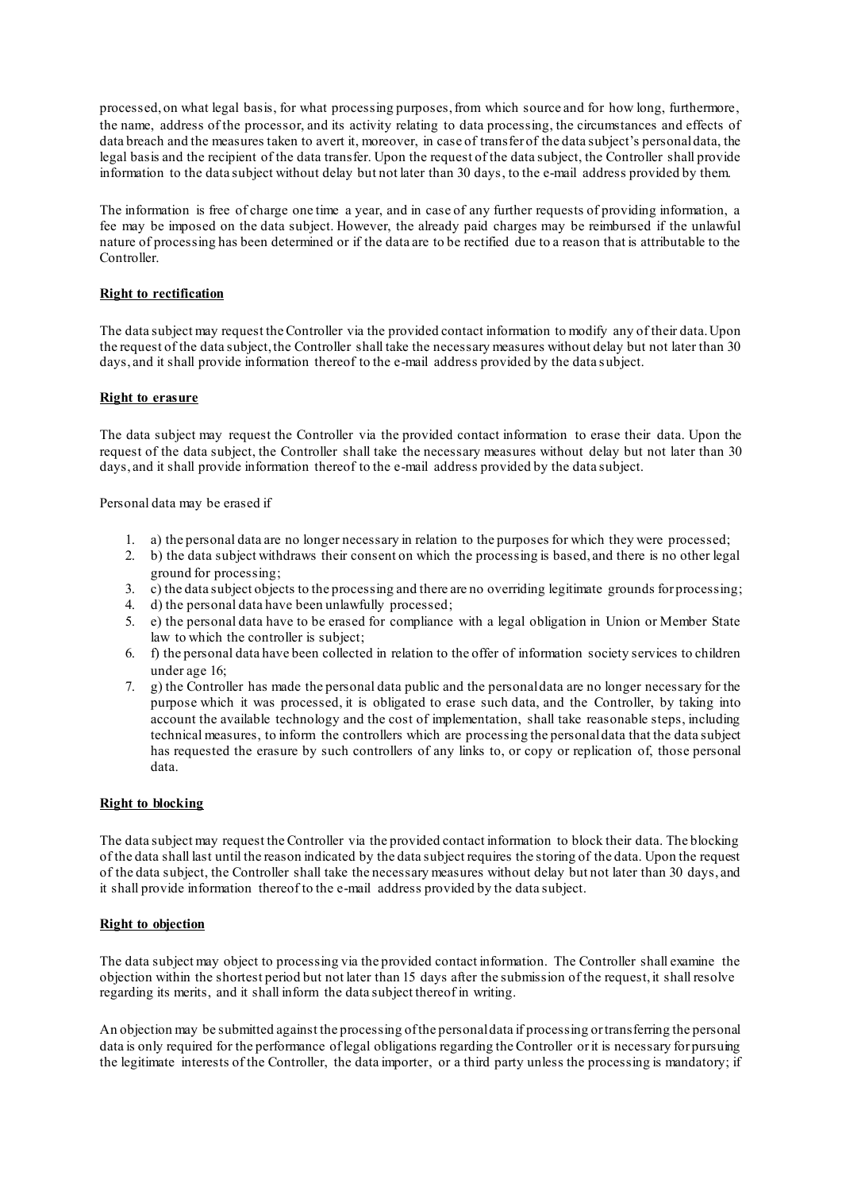processed, on what legal basis, for what processing purposes, from which source and for how long, furthermore, the name, address of the processor, and its activity relating to data processing, the circumstances and effects of data breach and the measures taken to avert it, moreover, in case of transfer of the data subject's personal data, the legal basis and the recipient of the data transfer. Upon the request of the data subject, the Controller shall provide information to the data subject without delay but not later than 30 days, to the e-mail address provided by them.

The information is free of charge one time a year, and in case of any further requests of providing information, a fee may be imposed on the data subject. However, the already paid charges may be reimbursed if the unlawful nature of processing has been determined or if the data are to be rectified due to a reason that is attributable to the Controller.

**Right to rectification**

The data subject may request the Controller via the provided contact information to modify any of their data. Upon the request of the data subject, the Controller shall take the necessary measures without delay but not later than 30 days, and it shall provide information thereof to the e-mail address provided by the data subject.

**Right to erasure**

The data subject may request the Controller via the provided contact information to erase their data. Upon the request of the data subject, the Controller shall take the necessary measures without delay but not later than 30 days, and it shall provide information thereof to the e-mail address provided by the data subject.

Personal data may be erased if

1. a) the personal data are no longer necessary in relation to the purposes for which they were processed;
2. b) the data subject withdraws their consent on which the processing is based, and there is no other legal ground for processing;
3. c) the data subject objects to the processing and there are no overriding legitimate grounds for processing;
4. d) the personal data have been unlawfully processed;
5. e) the personal data have to be erased for compliance with a legal obligation in Union or Member State law to which the controller is subject;
6. f) the personal data have been collected in relation to the offer of information society services to children under age 16;
7. g) the Controller has made the personal data public and the personal data are no longer necessary for the purpose which it was processed, it is obligated to erase such data, and the Controller, by taking into account the available technology and the cost of implementation, shall take reasonable steps, including technical measures, to inform the controllers which are processing the personal data that the data subject has requested the erasure by such controllers of any links to, or copy or replication of, those personal data.

**Right to blocking**

The data subject may request the Controller via the provided contact information to block their data. The blocking of the data shall last until the reason indicated by the data subject requires the storing of the data. Upon the request of the data subject, the Controller shall take the necessary measures without delay but not later than 30 days, and it shall provide information thereof to the e-mail address provided by the data subject.

**Right to objection**

The data subject may object to processing via the provided contact information. The Controller shall examine the objection within the shortest period but not later than 15 days after the submission of the request, it shall resolve regarding its merits, and it shall inform the data subject thereof in writing.

An objection may be submitted against the processing of the personal data if processing or transferring the personal data is only required for the performance of legal obligations regarding the Controller or it is necessary for pursuing the legitimate interests of the Controller, the data importer, or a third party unless the processing is mandatory; if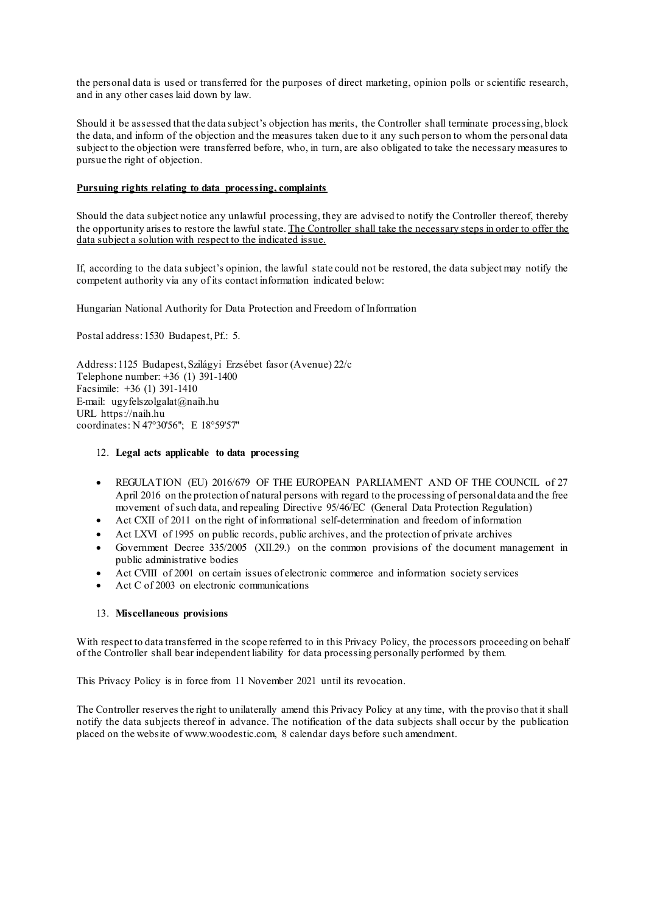the personal data is used or transferred for the purposes of direct marketing, opinion polls or scientific research, and in any other cases laid down by law.

Should it be assessed that the data subject's objection has merits, the Controller shall terminate processing, block the data, and inform of the objection and the measures taken due to it any such person to whom the personal data subject to the objection were transferred before, who, in turn, are also obligated to take the necessary measures to pursue the right of objection.

**Pursuing rights relating to data processing, complaints**

Should the data subject notice any unlawful processing, they are advised to notify the Controller thereof, thereby the opportunity arises to restore the lawful state. The Controller shall take the necessary steps in order to offer the data subject a solution with respect to the indicated issue.

If, according to the data subject's opinion, the lawful state could not be restored, the data subject may notify the competent authority via any of its contact information indicated below:

Hungarian National Authority for Data Protection and Freedom of Information

Postal address: 1530 Budapest, Pf.: 5.

Address: 1125 Budapest, Szilágyi Erzsébet fasor (Avenue) 22/c
Telephone number: +36 (1) 391-1400
Facsimile: +36 (1) 391-1410
E-mail: ugyfelszolgalat@naih.hu
URL https://naih.hu
coordinates: N 47°30'56"; E 18°59'57"

## 12. Legal acts applicable to data processing

- REGULATION (EU) 2016/679 OF THE EUROPEAN PARLIAMENT AND OF THE COUNCIL of 27 April 2016 on the protection of natural persons with regard to the processing of personal data and the free movement of such data, and repealing Directive 95/46/EC (General Data Protection Regulation)
- Act CXII of 2011 on the right of informational self-determination and freedom of information
- Act LXVI of 1995 on public records, public archives, and the protection of private archives
- Government Decree 335/2005 (XII.29.) on the common provisions of the document management in public administrative bodies
- Act CVIII of 2001 on certain issues of electronic commerce and information society services
- Act C of 2003 on electronic communications

## 13. Miscellaneous provisions

With respect to data transferred in the scope referred to in this Privacy Policy, the processors proceeding on behalf of the Controller shall bear independent liability for data processing personally performed by them.

This Privacy Policy is in force from 11 November 2021 until its revocation.

The Controller reserves the right to unilaterally amend this Privacy Policy at any time, with the proviso that it shall notify the data subjects thereof in advance. The notification of the data subjects shall occur by the publication placed on the website of www.woodestic.com, 8 calendar days before such amendment.